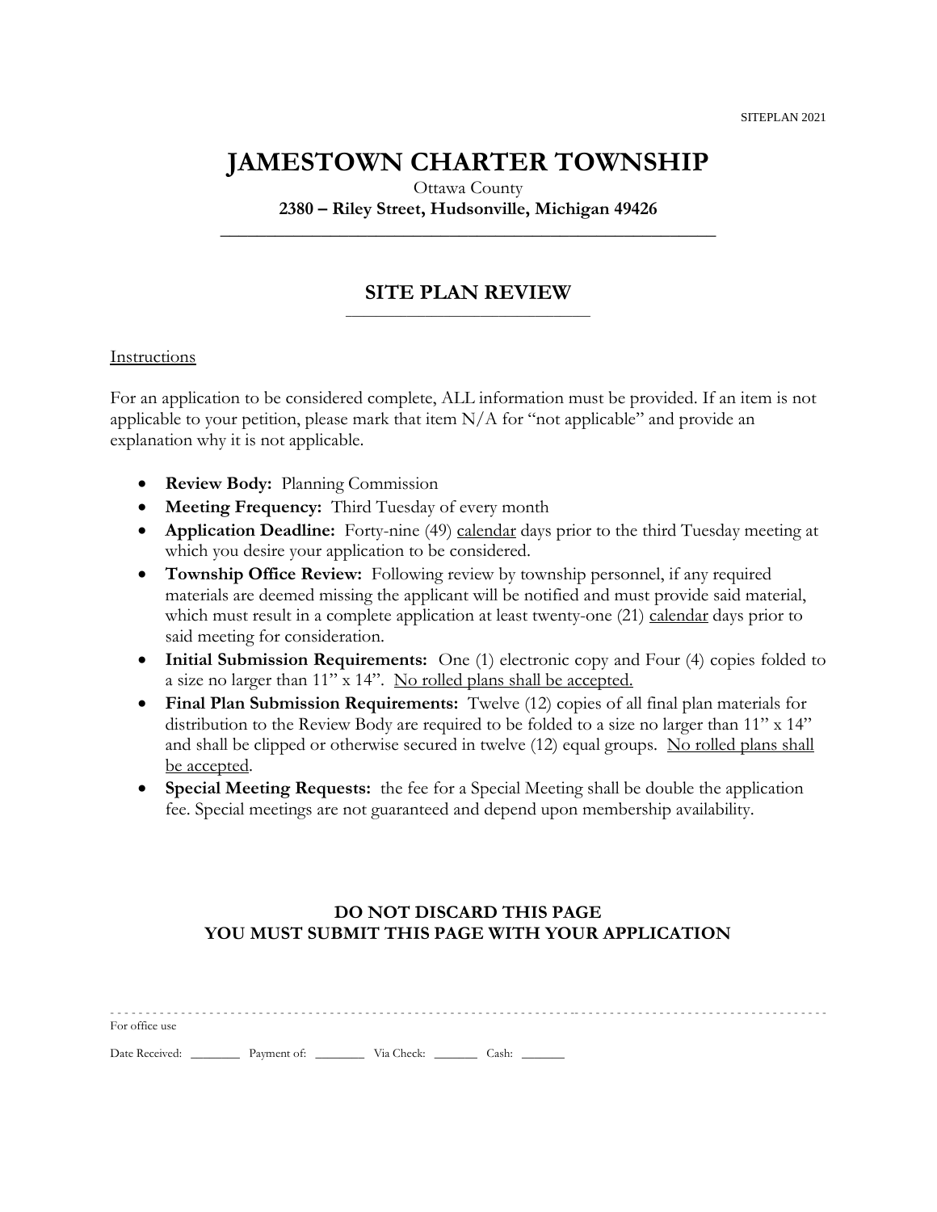SITEPLAN 2021

# JAMESTOWN CHARTER TOWNSHIP

Ottawa County

**2380 – Riley Street, Hudsonville, Michigan 49426**

## SITE PLAN REVIEW

Instructions

For an application to be considered complete, ALL information must be provided. If an item is not applicable to your petition, please mark that item N/A for "not applicable" and provide an explanation why it is not applicable.

- **Review Body:** Planning Commission
- **Meeting Frequency:** Third Tuesday of every month
- **Application Deadline:** Forty-nine (49) calendar days prior to the third Tuesday meeting at which you desire your application to be considered.
- **Township Office Review:** Following review by township personnel, if any required materials are deemed missing the applicant will be notified and must provide said material, which must result in a complete application at least twenty-one (21) calendar days prior to said meeting for consideration.
- **Initial Submission Requirements:** One (1) electronic copy and Four (4) copies folded to a size no larger than 11" x 14". No rolled plans shall be accepted.
- **Final Plan Submission Requirements:** Twelve (12) copies of all final plan materials for distribution to the Review Body are required to be folded to a size no larger than 11" x 14" and shall be clipped or otherwise secured in twelve (12) equal groups. No rolled plans shall be accepted.
- **Special Meeting Requests:** the fee for a Special Meeting shall be double the application fee. Special meetings are not guaranteed and depend upon membership availability.

**DO NOT DISCARD THIS PAGE**
**YOU MUST SUBMIT THIS PAGE WITH YOUR APPLICATION**

For office use

Date Received: ________ Payment of: ________ Via Check: _______ Cash: _______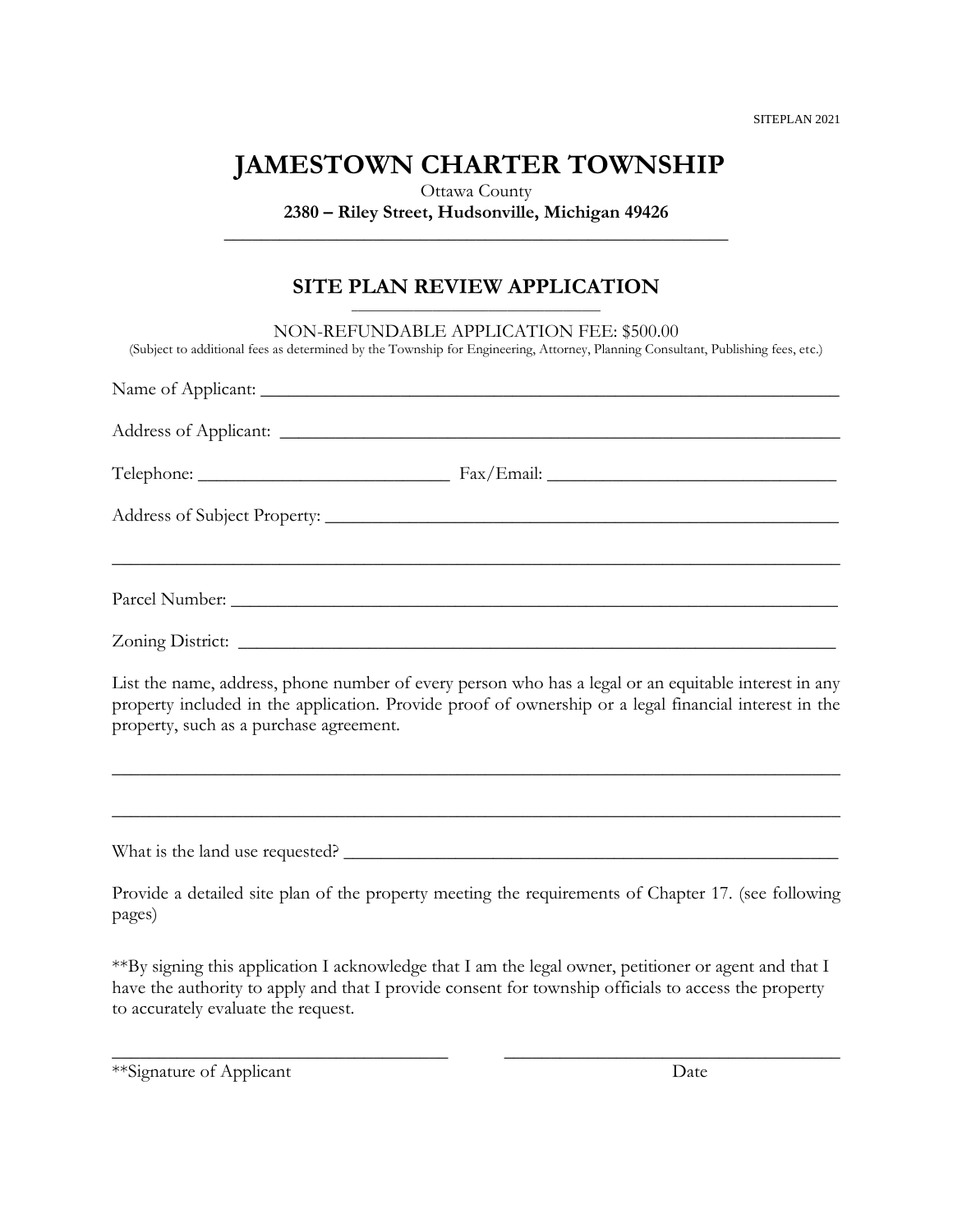SITEPLAN 2021

# JAMESTOWN CHARTER TOWNSHIP

Ottawa County

**2380 – Riley Street, Hudsonville, Michigan 49426**

---

## SITE PLAN REVIEW APPLICATION

NON-REFUNDABLE APPLICATION FEE: $500.00

(Subject to additional fees as determined by the Township for Engineering, Attorney, Planning Consultant, Publishing fees, etc.)

Name of Applicant: ______________________________________________________________

Address of Applicant: ____________________________________________________________

Telephone: ___________________________ Fax/Email: ________________________________

Address of Subject Property: _______________________________________________________

__________________________________________________________________________

Parcel Number: _________________________________________________________________

Zoning District: _________________________________________________________________

List the name, address, phone number of every person who has a legal or an equitable interest in any property included in the application. Provide proof of ownership or a legal financial interest in the property, such as a purchase agreement.

__________________________________________________________________________

__________________________________________________________________________

What is the land use requested? _____________________________________________________

Provide a detailed site plan of the property meeting the requirements of Chapter 17. (see following pages)

**By signing this application I acknowledge that I am the legal owner, petitioner or agent and that I have the authority to apply and that I provide consent for township officials to access the property to accurately evaluate the request.

_________________________________ _________________________________

**Signature of Applicant Date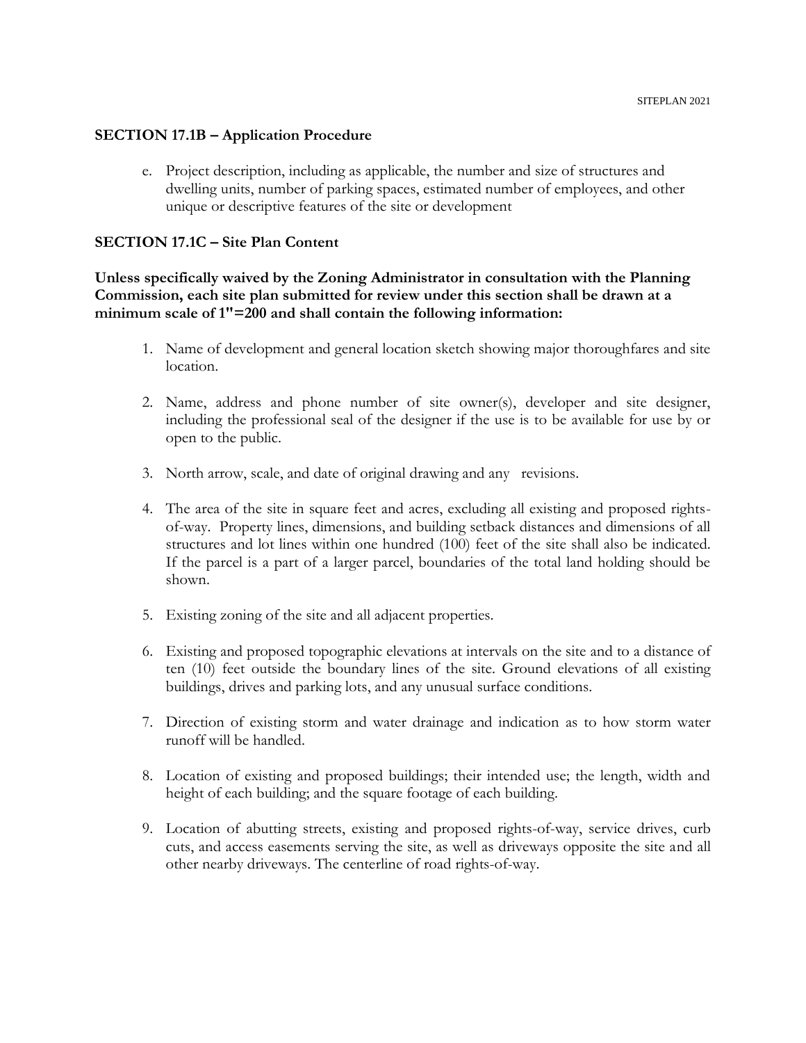## SECTION 17.1B – Application Procedure

e. Project description, including as applicable, the number and size of structures and dwelling units, number of parking spaces, estimated number of employees, and other unique or descriptive features of the site or development

## SECTION 17.1C – Site Plan Content

**Unless specifically waived by the Zoning Administrator in consultation with the Planning Commission, each site plan submitted for review under this section shall be drawn at a minimum scale of 1"=200 and shall contain the following information:**

1. Name of development and general location sketch showing major thoroughfares and site location.

2. Name, address and phone number of site owner(s), developer and site designer, including the professional seal of the designer if the use is to be available for use by or open to the public.

3. North arrow, scale, and date of original drawing and any revisions.

4. The area of the site in square feet and acres, excluding all existing and proposed rights-of-way. Property lines, dimensions, and building setback distances and dimensions of all structures and lot lines within one hundred (100) feet of the site shall also be indicated. If the parcel is a part of a larger parcel, boundaries of the total land holding should be shown.

5. Existing zoning of the site and all adjacent properties.

6. Existing and proposed topographic elevations at intervals on the site and to a distance of ten (10) feet outside the boundary lines of the site. Ground elevations of all existing buildings, drives and parking lots, and any unusual surface conditions.

7. Direction of existing storm and water drainage and indication as to how storm water runoff will be handled.

8. Location of existing and proposed buildings; their intended use; the length, width and height of each building; and the square footage of each building.

9. Location of abutting streets, existing and proposed rights-of-way, service drives, curb cuts, and access easements serving the site, as well as driveways opposite the site and all other nearby driveways. The centerline of road rights-of-way.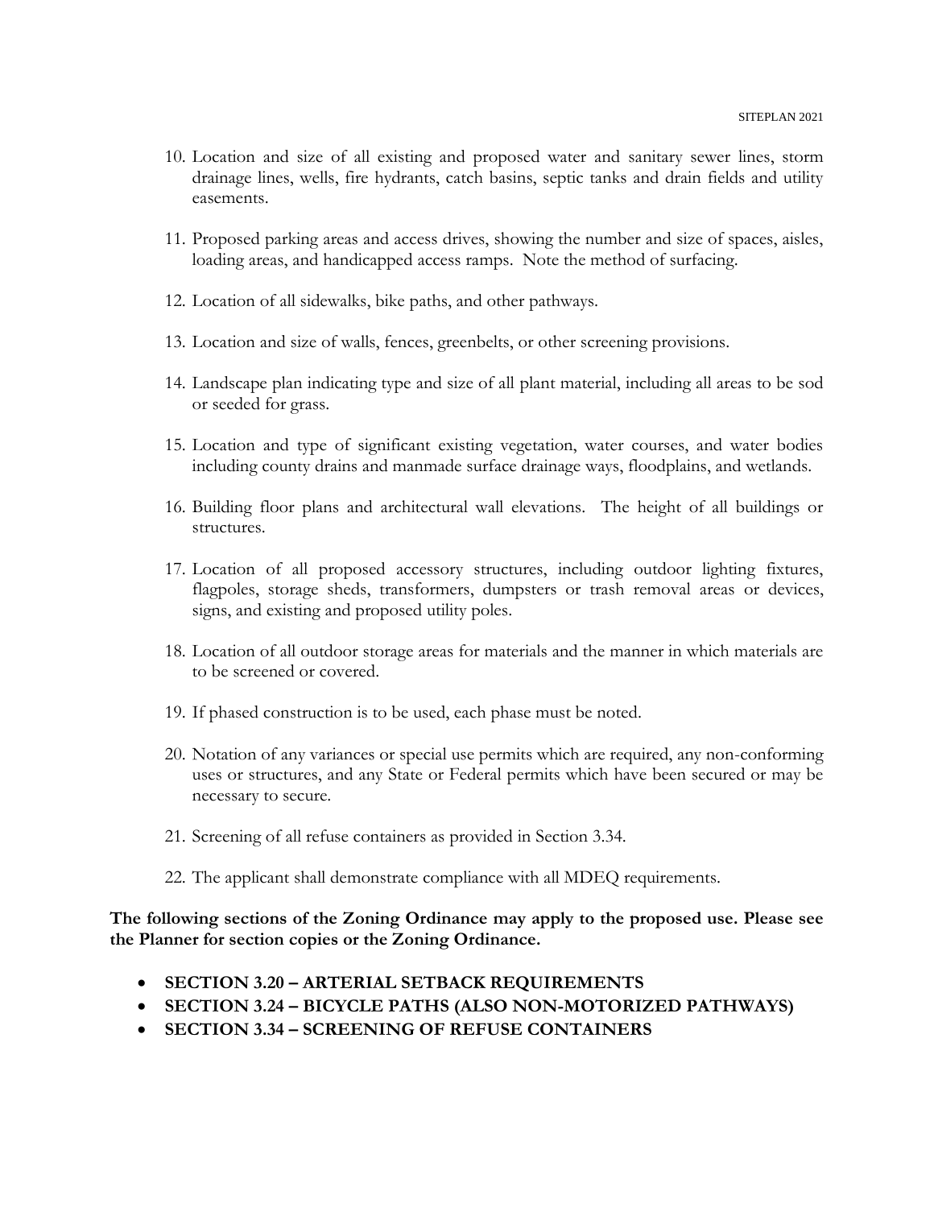10. Location and size of all existing and proposed water and sanitary sewer lines, storm drainage lines, wells, fire hydrants, catch basins, septic tanks and drain fields and utility easements.

11. Proposed parking areas and access drives, showing the number and size of spaces, aisles, loading areas, and handicapped access ramps. Note the method of surfacing.

12. Location of all sidewalks, bike paths, and other pathways.

13. Location and size of walls, fences, greenbelts, or other screening provisions.

14. Landscape plan indicating type and size of all plant material, including all areas to be sod or seeded for grass.

15. Location and type of significant existing vegetation, water courses, and water bodies including county drains and manmade surface drainage ways, floodplains, and wetlands.

16. Building floor plans and architectural wall elevations. The height of all buildings or structures.

17. Location of all proposed accessory structures, including outdoor lighting fixtures, flagpoles, storage sheds, transformers, dumpsters or trash removal areas or devices, signs, and existing and proposed utility poles.

18. Location of all outdoor storage areas for materials and the manner in which materials are to be screened or covered.

19. If phased construction is to be used, each phase must be noted.

20. Notation of any variances or special use permits which are required, any non-conforming uses or structures, and any State or Federal permits which have been secured or may be necessary to secure.

21. Screening of all refuse containers as provided in Section 3.34.

22. The applicant shall demonstrate compliance with all MDEQ requirements.

**The following sections of the Zoning Ordinance may apply to the proposed use. Please see the Planner for section copies or the Zoning Ordinance.**

- **SECTION 3.20 – ARTERIAL SETBACK REQUIREMENTS**
- **SECTION 3.24 – BICYCLE PATHS (ALSO NON-MOTORIZED PATHWAYS)**
- **SECTION 3.34 – SCREENING OF REFUSE CONTAINERS**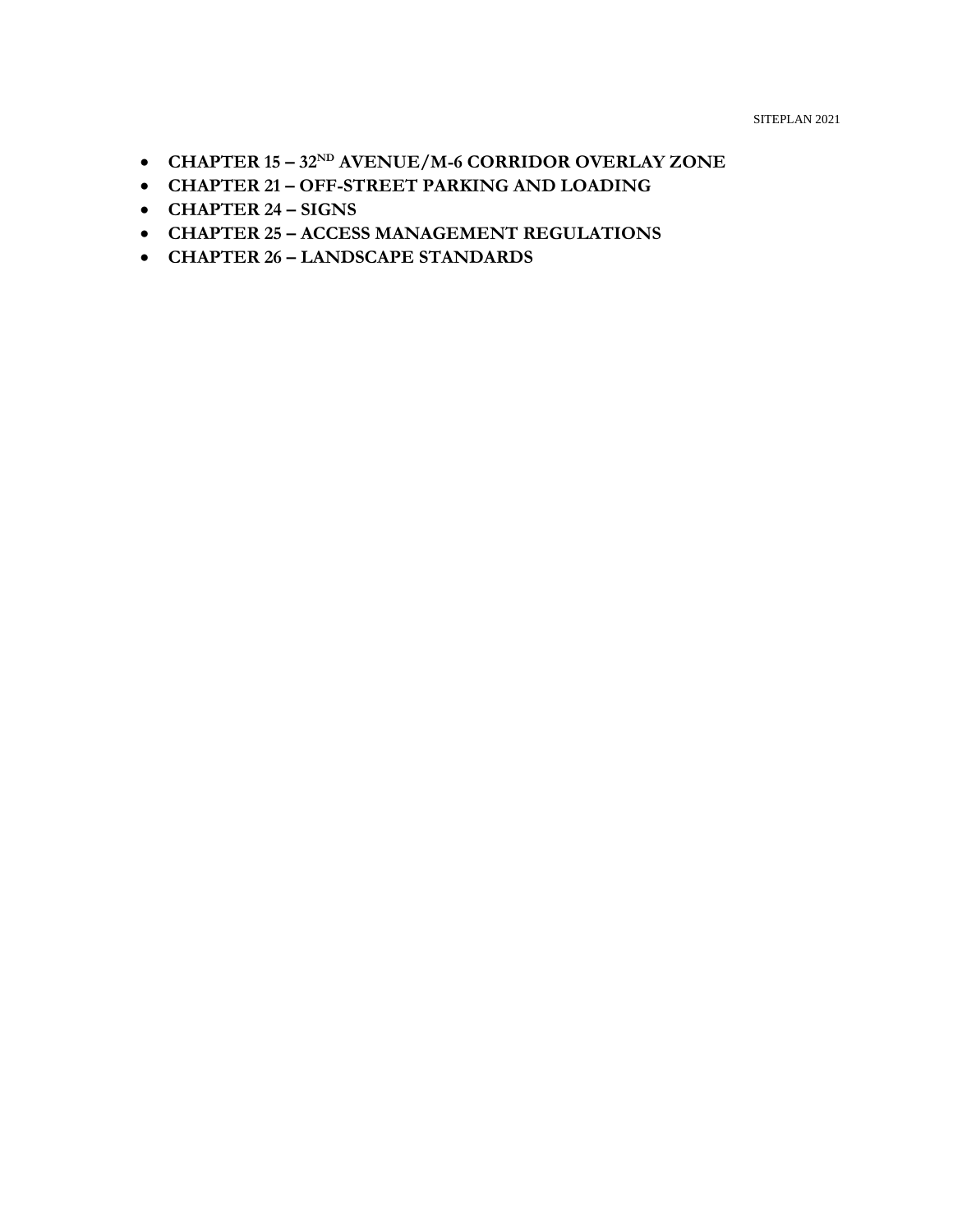- **CHAPTER 15 – 32ND AVENUE/M-6 CORRIDOR OVERLAY ZONE**
- **CHAPTER 21 – OFF-STREET PARKING AND LOADING**
- **CHAPTER 24 – SIGNS**
- **CHAPTER 25 – ACCESS MANAGEMENT REGULATIONS**
- **CHAPTER 26 – LANDSCAPE STANDARDS**